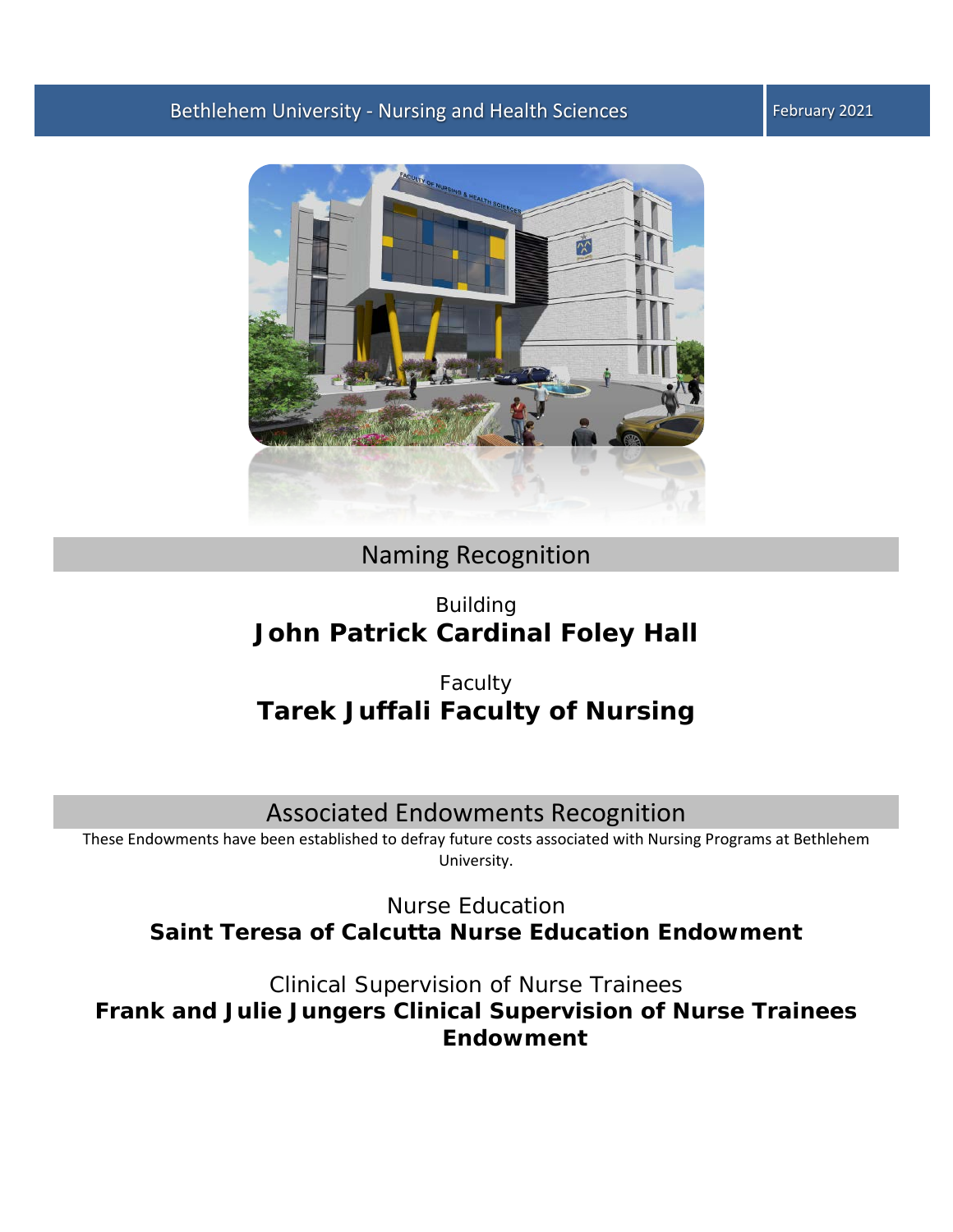Bethlehem University - Nursing and Health Sciences

February 2021

## Naming Recognition

Building

**John Patrick Cardinal Foley Hall**

Faculty

**Tarek Juffali Faculty of Nursing**

## Associated Endowments Recognition

These Endowments have been established to defray future costs associated with Nursing Programs at Bethlehem University.

Nurse Education

**Saint Teresa of Calcutta Nurse Education Endowment**

Clinical Supervision of Nurse Trainees

**Frank and Julie Jungers Clinical Supervision of Nurse Trainees Endowment**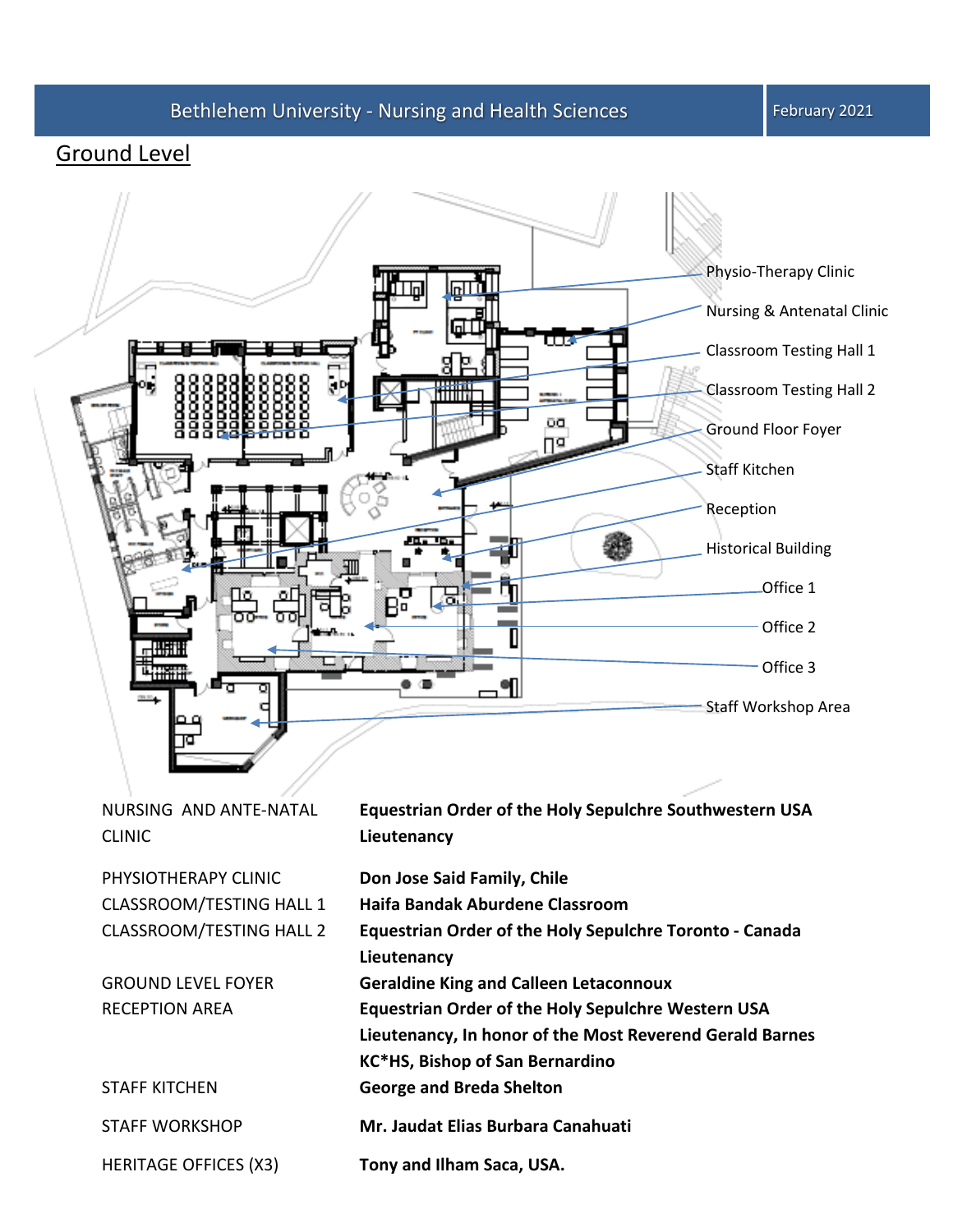## Ground Level

Physio-Therapy Clinic
Nursing & Antenatal Clinic
Classroom Testing Hall 1
Classroom Testing Hall 2
Ground Floor Foyer
Staff Kitchen
Reception
Historical Building
Office 1
Office 2
Office 3
Staff Workshop Area

| | |
|---|---|
| NURSING AND ANTE-NATAL CLINIC | **Equestrian Order of the Holy Sepulchre Southwestern USA Lieutenancy** |
| PHYSIOTHERAPY CLINIC | **Don Jose Said Family, Chile** |
| CLASSROOM/TESTING HALL 1 | **Haifa Bandak Aburdene Classroom** |
| CLASSROOM/TESTING HALL 2 | **Equestrian Order of the Holy Sepulchre Toronto - Canada Lieutenancy** |
| GROUND LEVEL FOYER | **Geraldine King and Calleen Letaconnoux** |
| RECEPTION AREA | **Equestrian Order of the Holy Sepulchre Western USA Lieutenancy, In honor of the Most Reverend Gerald Barnes KC*HS, Bishop of San Bernardino** |
| STAFF KITCHEN | **George and Breda Shelton** |
| STAFF WORKSHOP | **Mr. Jaudat Elias Burbara Canahuati** |
| HERITAGE OFFICES (X3) | **Tony and Ilham Saca, USA.** |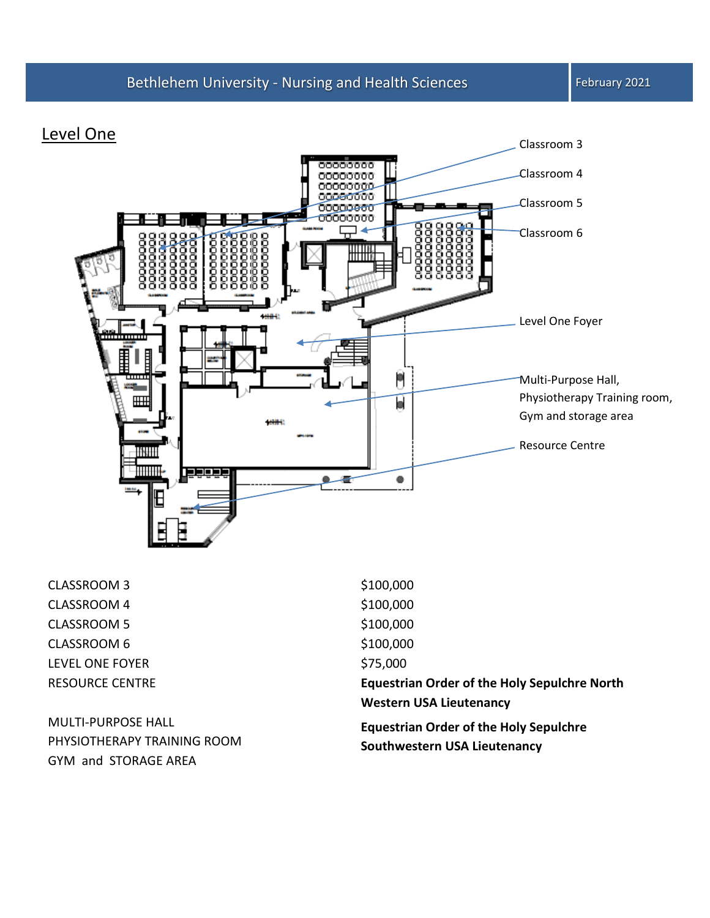## Level One

Classroom 3

Classroom 4

Classroom 5

Classroom 6

Level One Foyer

Multi-Purpose Hall, Physiotherapy Training room, Gym and storage area

Resource Centre

| | |
|---|---|
| CLASSROOM 3 | $100,000 |
| CLASSROOM 4 | $100,000 |
| CLASSROOM 5 | $100,000 |
| CLASSROOM 6 | $100,000 |
| LEVEL ONE FOYER | $75,000 |
| RESOURCE CENTRE | **Equestrian Order of the Holy Sepulchre North Western USA Lieutenancy** |
| MULTI-PURPOSE HALL<br>PHYSIOTHERAPY TRAINING ROOM<br>GYM and STORAGE AREA | **Equestrian Order of the Holy Sepulchre Southwestern USA Lieutenancy** |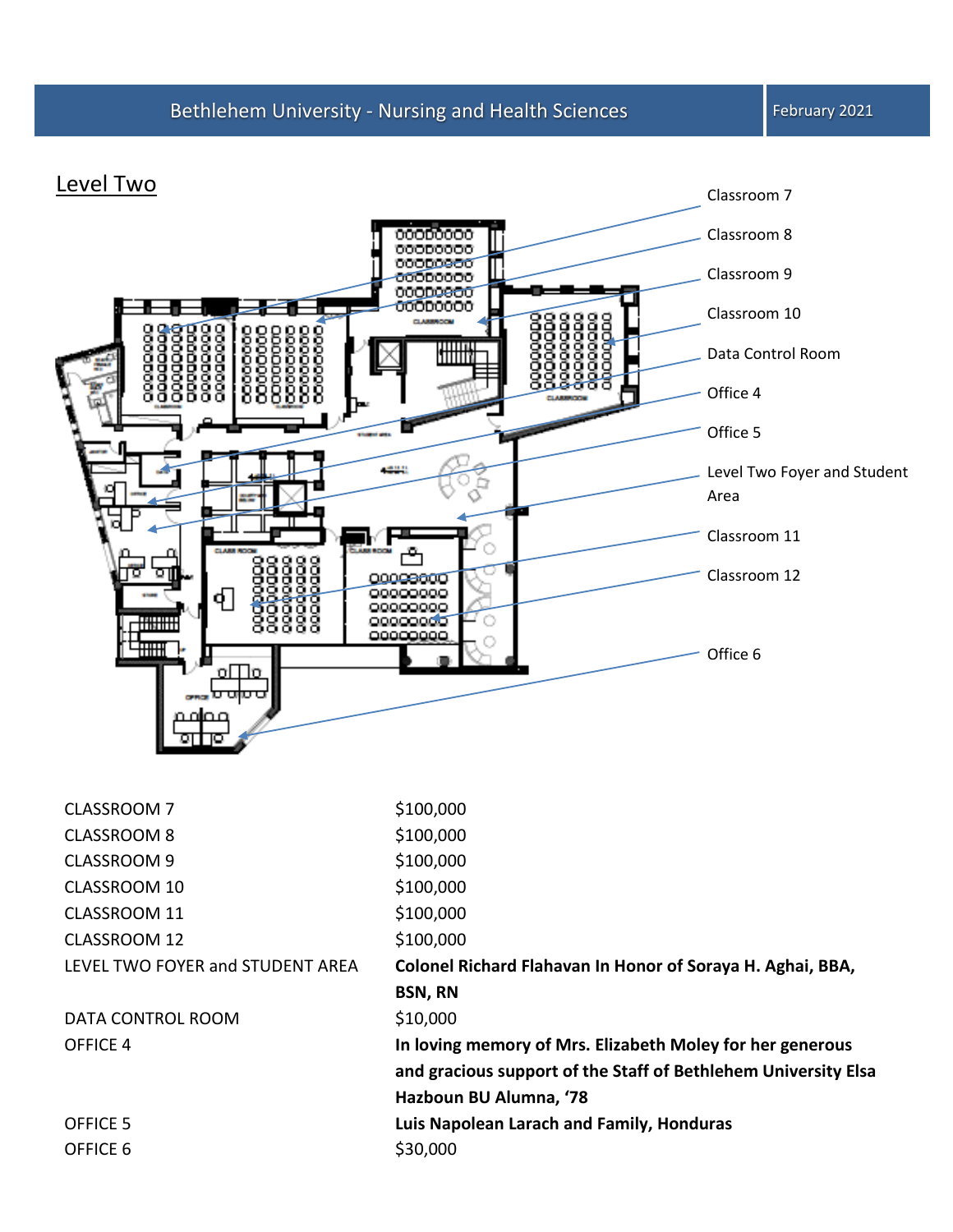## Level Two

Classroom 7

Classroom 8

Classroom 9

Classroom 10

Data Control Room

Office 4

Office 5

Level Two Foyer and Student Area

Classroom 11

Classroom 12

Office 6

| | |
|---|---|
| CLASSROOM 7 | $100,000 |
| CLASSROOM 8 | $100,000 |
| CLASSROOM 9 | $100,000 |
| CLASSROOM 10 | $100,000 |
| CLASSROOM 11 | $100,000 |
| CLASSROOM 12 | $100,000 |
| LEVEL TWO FOYER and STUDENT AREA | **Colonel Richard Flahavan In Honor of Soraya H. Aghai, BBA, BSN, RN** |
| DATA CONTROL ROOM | $10,000 |
| OFFICE 4 | **In loving memory of Mrs. Elizabeth Moley for her generous and gracious support of the Staff of Bethlehem University Elsa Hazboun BU Alumna, '78** |
| OFFICE 5 | **Luis Napolean Larach and Family, Honduras** |
| OFFICE 6 | $30,000 |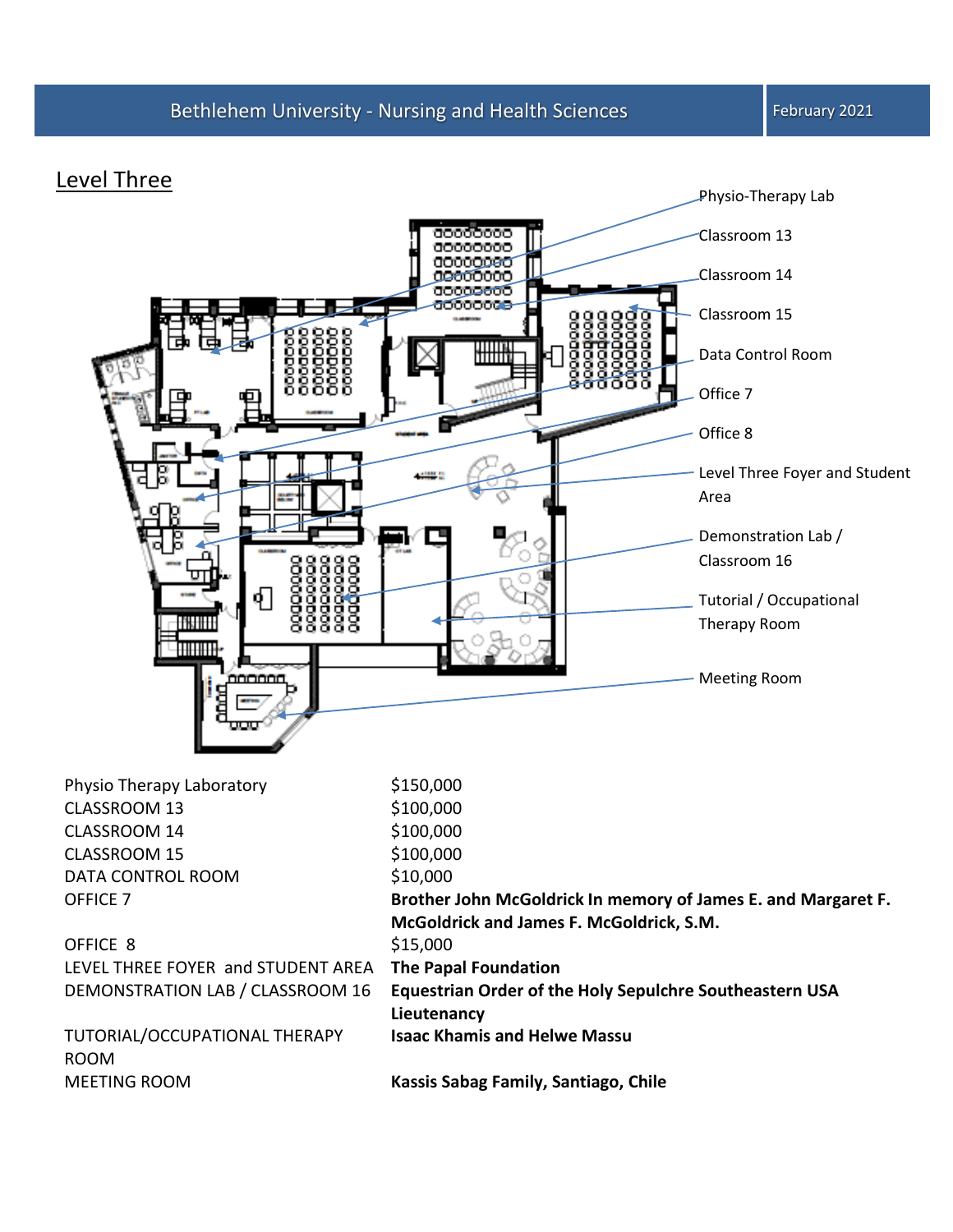## Level Three

Physio-Therapy Lab

Classroom 13

Classroom 14

Classroom 15

Data Control Room

Office 7

Office 8

Level Three Foyer and Student Area

Demonstration Lab / Classroom 16

Tutorial / Occupational Therapy Room

Meeting Room

| | |
|---|---|
| Physio Therapy Laboratory | $150,000 |
| CLASSROOM 13 | $100,000 |
| CLASSROOM 14 | $100,000 |
| CLASSROOM 15 | $100,000 |
| DATA CONTROL ROOM | $10,000 |
| OFFICE 7 | **Brother John McGoldrick In memory of James E. and Margaret F. McGoldrick and James F. McGoldrick, S.M.** |
| OFFICE 8 | $15,000 |
| LEVEL THREE FOYER and STUDENT AREA | **The Papal Foundation** |
| DEMONSTRATION LAB / CLASSROOM 16 | **Equestrian Order of the Holy Sepulchre Southeastern USA Lieutenancy** |
| TUTORIAL/OCCUPATIONAL THERAPY ROOM | **Isaac Khamis and Helwe Massu** |
| MEETING ROOM | **Kassis Sabag Family, Santiago, Chile** |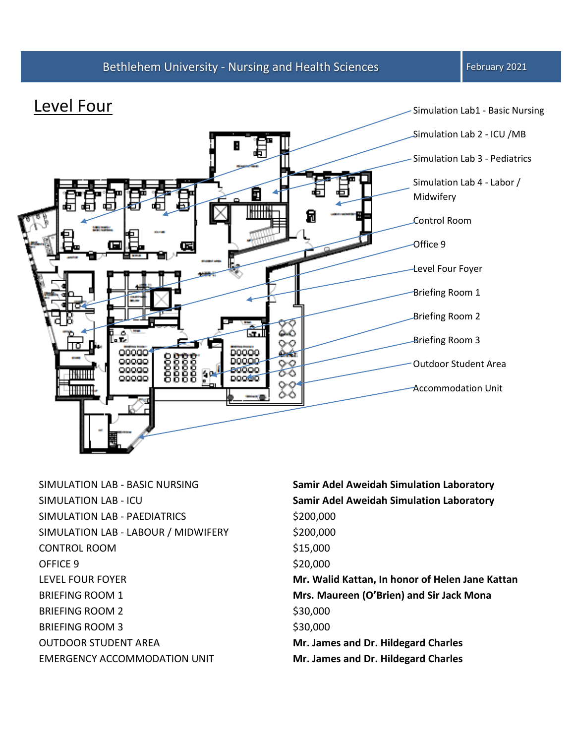## Level Four

Simulation Lab1 - Basic Nursing

Simulation Lab 2 - ICU /MB

Simulation Lab 3 - Pediatrics

Simulation Lab 4 - Labor / Midwifery

Control Room

Office 9

Level Four Foyer

Briefing Room 1

Briefing Room 2

Briefing Room 3

Outdoor Student Area

Accommodation Unit

| | |
|---|---|
| SIMULATION LAB - BASIC NURSING | **Samir Adel Aweidah Simulation Laboratory** |
| SIMULATION LAB - ICU | **Samir Adel Aweidah Simulation Laboratory** |
| SIMULATION LAB - PAEDIATRICS | $200,000 |
| SIMULATION LAB - LABOUR / MIDWIFERY | $200,000 |
| CONTROL ROOM | $15,000 |
| OFFICE 9 | $20,000 |
| LEVEL FOUR FOYER | **Mr. Walid Kattan, In honor of Helen Jane Kattan** |
| BRIEFING ROOM 1 | **Mrs. Maureen (O'Brien) and Sir Jack Mona** |
| BRIEFING ROOM 2 | $30,000 |
| BRIEFING ROOM 3 | $30,000 |
| OUTDOOR STUDENT AREA | **Mr. James and Dr. Hildegard Charles** |
| EMERGENCY ACCOMMODATION UNIT | **Mr. James and Dr. Hildegard Charles** |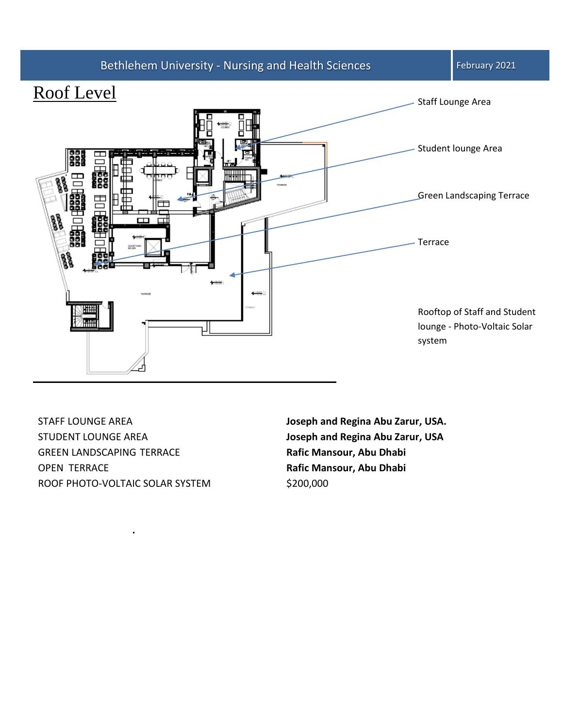# Roof Level

Staff Lounge Area

Student lounge Area

Green Landscaping Terrace

Terrace

Rooftop of Staff and Student lounge - Photo-Voltaic Solar system

| | |
|---|---|
| STAFF LOUNGE AREA | **Joseph and Regina Abu Zarur, USA.** |
| STUDENT LOUNGE AREA | **Joseph and Regina Abu Zarur, USA** |
| GREEN LANDSCAPING TERRACE | **Rafic Mansour, Abu Dhabi** |
| OPEN TERRACE | **Rafic Mansour, Abu Dhabi** |
| ROOF PHOTO-VOLTAIC SOLAR SYSTEM | $200,000 |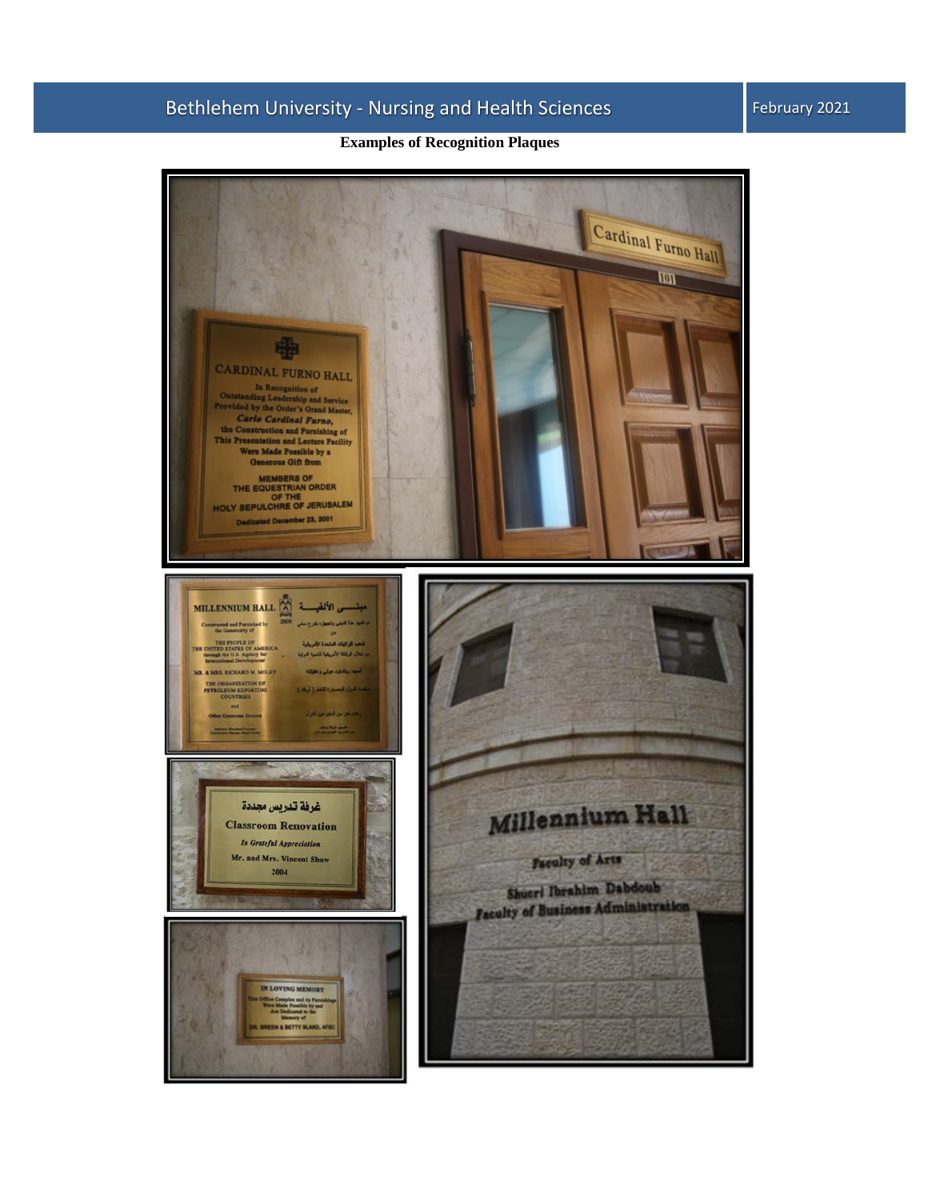**Examples of Recognition Plaques**